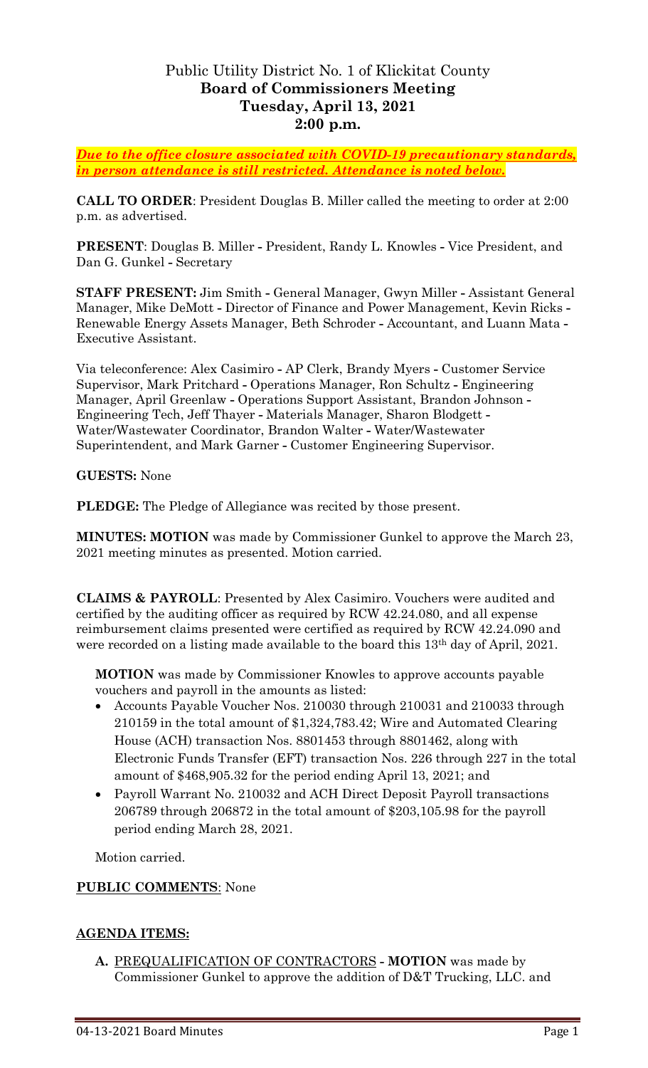# Public Utility District No. 1 of Klickitat County
## Board of Commissioners Meeting
## Tuesday, April 13, 2021
## 2:00 p.m.

***Due to the office closure associated with COVID-19 precautionary standards, in person attendance is still restricted. Attendance is noted below.***

**CALL TO ORDER**: President Douglas B. Miller called the meeting to order at 2:00 p.m. as advertised.

**PRESENT**: Douglas B. Miller - President, Randy L. Knowles - Vice President, and Dan G. Gunkel - Secretary

**STAFF PRESENT:** Jim Smith - General Manager, Gwyn Miller - Assistant General Manager, Mike DeMott - Director of Finance and Power Management, Kevin Ricks - Renewable Energy Assets Manager, Beth Schroder - Accountant, and Luann Mata - Executive Assistant.

Via teleconference: Alex Casimiro - AP Clerk, Brandy Myers - Customer Service Supervisor, Mark Pritchard - Operations Manager, Ron Schultz - Engineering Manager, April Greenlaw - Operations Support Assistant, Brandon Johnson - Engineering Tech, Jeff Thayer - Materials Manager, Sharon Blodgett - Water/Wastewater Coordinator, Brandon Walter - Water/Wastewater Superintendent, and Mark Garner - Customer Engineering Supervisor.

**GUESTS:** None

**PLEDGE:** The Pledge of Allegiance was recited by those present.

**MINUTES: MOTION** was made by Commissioner Gunkel to approve the March 23, 2021 meeting minutes as presented. Motion carried.

**CLAIMS & PAYROLL**: Presented by Alex Casimiro. Vouchers were audited and certified by the auditing officer as required by RCW 42.24.080, and all expense reimbursement claims presented were certified as required by RCW 42.24.090 and were recorded on a listing made available to the board this 13th day of April, 2021.

**MOTION** was made by Commissioner Knowles to approve accounts payable vouchers and payroll in the amounts as listed:

- Accounts Payable Voucher Nos. 210030 through 210031 and 210033 through 210159 in the total amount of $1,324,783.42; Wire and Automated Clearing House (ACH) transaction Nos. 8801453 through 8801462, along with Electronic Funds Transfer (EFT) transaction Nos. 226 through 227 in the total amount of $468,905.32 for the period ending April 13, 2021; and
- Payroll Warrant No. 210032 and ACH Direct Deposit Payroll transactions 206789 through 206872 in the total amount of $203,105.98 for the payroll period ending March 28, 2021.

Motion carried.

**PUBLIC COMMENTS**: None

**AGENDA ITEMS:**

**A.** PREQUALIFICATION OF CONTRACTORS - **MOTION** was made by Commissioner Gunkel to approve the addition of D&T Trucking, LLC. and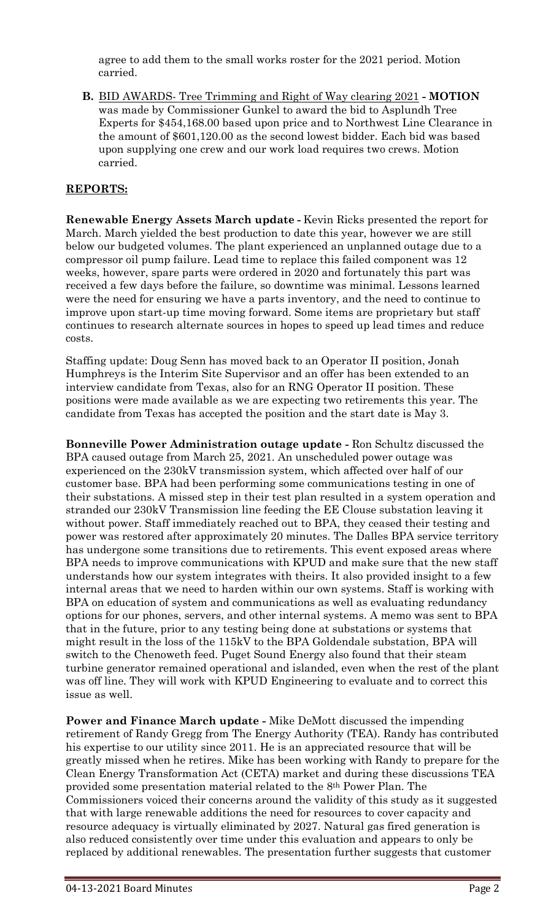agree to add them to the small works roster for the 2021 period. Motion carried.

**B.** BID AWARDS- Tree Trimming and Right of Way clearing 2021 **- MOTION** was made by Commissioner Gunkel to award the bid to Asplundh Tree Experts for $454,168.00 based upon price and to Northwest Line Clearance in the amount of $601,120.00 as the second lowest bidder. Each bid was based upon supplying one crew and our work load requires two crews. Motion carried.

## REPORTS:

**Renewable Energy Assets March update -** Kevin Ricks presented the report for March. March yielded the best production to date this year, however we are still below our budgeted volumes. The plant experienced an unplanned outage due to a compressor oil pump failure. Lead time to replace this failed component was 12 weeks, however, spare parts were ordered in 2020 and fortunately this part was received a few days before the failure, so downtime was minimal. Lessons learned were the need for ensuring we have a parts inventory, and the need to continue to improve upon start-up time moving forward. Some items are proprietary but staff continues to research alternate sources in hopes to speed up lead times and reduce costs.

Staffing update: Doug Senn has moved back to an Operator II position, Jonah Humphreys is the Interim Site Supervisor and an offer has been extended to an interview candidate from Texas, also for an RNG Operator II position. These positions were made available as we are expecting two retirements this year. The candidate from Texas has accepted the position and the start date is May 3.

**Bonneville Power Administration outage update -** Ron Schultz discussed the BPA caused outage from March 25, 2021. An unscheduled power outage was experienced on the 230kV transmission system, which affected over half of our customer base. BPA had been performing some communications testing in one of their substations. A missed step in their test plan resulted in a system operation and stranded our 230kV Transmission line feeding the EE Clouse substation leaving it without power. Staff immediately reached out to BPA, they ceased their testing and power was restored after approximately 20 minutes. The Dalles BPA service territory has undergone some transitions due to retirements. This event exposed areas where BPA needs to improve communications with KPUD and make sure that the new staff understands how our system integrates with theirs. It also provided insight to a few internal areas that we need to harden within our own systems. Staff is working with BPA on education of system and communications as well as evaluating redundancy options for our phones, servers, and other internal systems. A memo was sent to BPA that in the future, prior to any testing being done at substations or systems that might result in the loss of the 115kV to the BPA Goldendale substation, BPA will switch to the Chenoweth feed. Puget Sound Energy also found that their steam turbine generator remained operational and islanded, even when the rest of the plant was off line. They will work with KPUD Engineering to evaluate and to correct this issue as well.

**Power and Finance March update -** Mike DeMott discussed the impending retirement of Randy Gregg from The Energy Authority (TEA). Randy has contributed his expertise to our utility since 2011. He is an appreciated resource that will be greatly missed when he retires. Mike has been working with Randy to prepare for the Clean Energy Transformation Act (CETA) market and during these discussions TEA provided some presentation material related to the 8th Power Plan. The Commissioners voiced their concerns around the validity of this study as it suggested that with large renewable additions the need for resources to cover capacity and resource adequacy is virtually eliminated by 2027. Natural gas fired generation is also reduced consistently over time under this evaluation and appears to only be replaced by additional renewables. The presentation further suggests that customer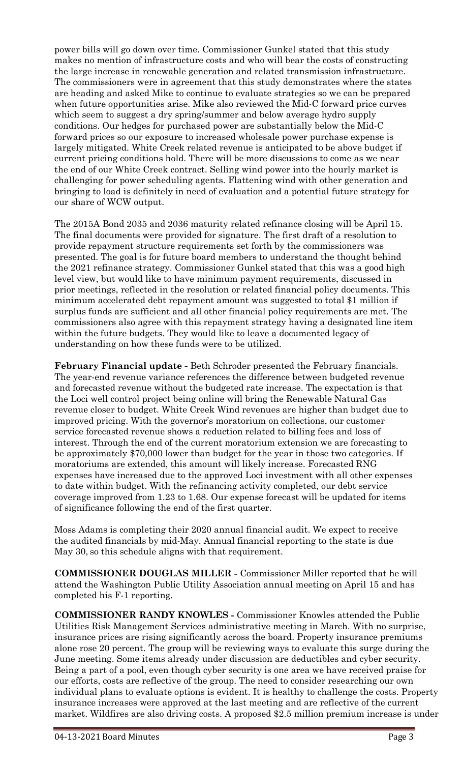power bills will go down over time. Commissioner Gunkel stated that this study makes no mention of infrastructure costs and who will bear the costs of constructing the large increase in renewable generation and related transmission infrastructure. The commissioners were in agreement that this study demonstrates where the states are heading and asked Mike to continue to evaluate strategies so we can be prepared when future opportunities arise. Mike also reviewed the Mid-C forward price curves which seem to suggest a dry spring/summer and below average hydro supply conditions. Our hedges for purchased power are substantially below the Mid-C forward prices so our exposure to increased wholesale power purchase expense is largely mitigated. White Creek related revenue is anticipated to be above budget if current pricing conditions hold. There will be more discussions to come as we near the end of our White Creek contract. Selling wind power into the hourly market is challenging for power scheduling agents. Flattening wind with other generation and bringing to load is definitely in need of evaluation and a potential future strategy for our share of WCW output.

The 2015A Bond 2035 and 2036 maturity related refinance closing will be April 15. The final documents were provided for signature. The first draft of a resolution to provide repayment structure requirements set forth by the commissioners was presented. The goal is for future board members to understand the thought behind the 2021 refinance strategy. Commissioner Gunkel stated that this was a good high level view, but would like to have minimum payment requirements, discussed in prior meetings, reflected in the resolution or related financial policy documents. This minimum accelerated debt repayment amount was suggested to total $1 million if surplus funds are sufficient and all other financial policy requirements are met. The commissioners also agree with this repayment strategy having a designated line item within the future budgets. They would like to leave a documented legacy of understanding on how these funds were to be utilized.

**February Financial update -** Beth Schroder presented the February financials. The year-end revenue variance references the difference between budgeted revenue and forecasted revenue without the budgeted rate increase. The expectation is that the Loci well control project being online will bring the Renewable Natural Gas revenue closer to budget. White Creek Wind revenues are higher than budget due to improved pricing. With the governor's moratorium on collections, our customer service forecasted revenue shows a reduction related to billing fees and loss of interest. Through the end of the current moratorium extension we are forecasting to be approximately $70,000 lower than budget for the year in those two categories. If moratoriums are extended, this amount will likely increase. Forecasted RNG expenses have increased due to the approved Loci investment with all other expenses to date within budget. With the refinancing activity completed, our debt service coverage improved from 1.23 to 1.68. Our expense forecast will be updated for items of significance following the end of the first quarter.

Moss Adams is completing their 2020 annual financial audit. We expect to receive the audited financials by mid-May. Annual financial reporting to the state is due May 30, so this schedule aligns with that requirement.

**COMMISSIONER DOUGLAS MILLER -** Commissioner Miller reported that he will attend the Washington Public Utility Association annual meeting on April 15 and has completed his F-1 reporting.

**COMMISSIONER RANDY KNOWLES -** Commissioner Knowles attended the Public Utilities Risk Management Services administrative meeting in March. With no surprise, insurance prices are rising significantly across the board. Property insurance premiums alone rose 20 percent. The group will be reviewing ways to evaluate this surge during the June meeting. Some items already under discussion are deductibles and cyber security. Being a part of a pool, even though cyber security is one area we have received praise for our efforts, costs are reflective of the group. The need to consider researching our own individual plans to evaluate options is evident. It is healthy to challenge the costs. Property insurance increases were approved at the last meeting and are reflective of the current market. Wildfires are also driving costs. A proposed $2.5 million premium increase is under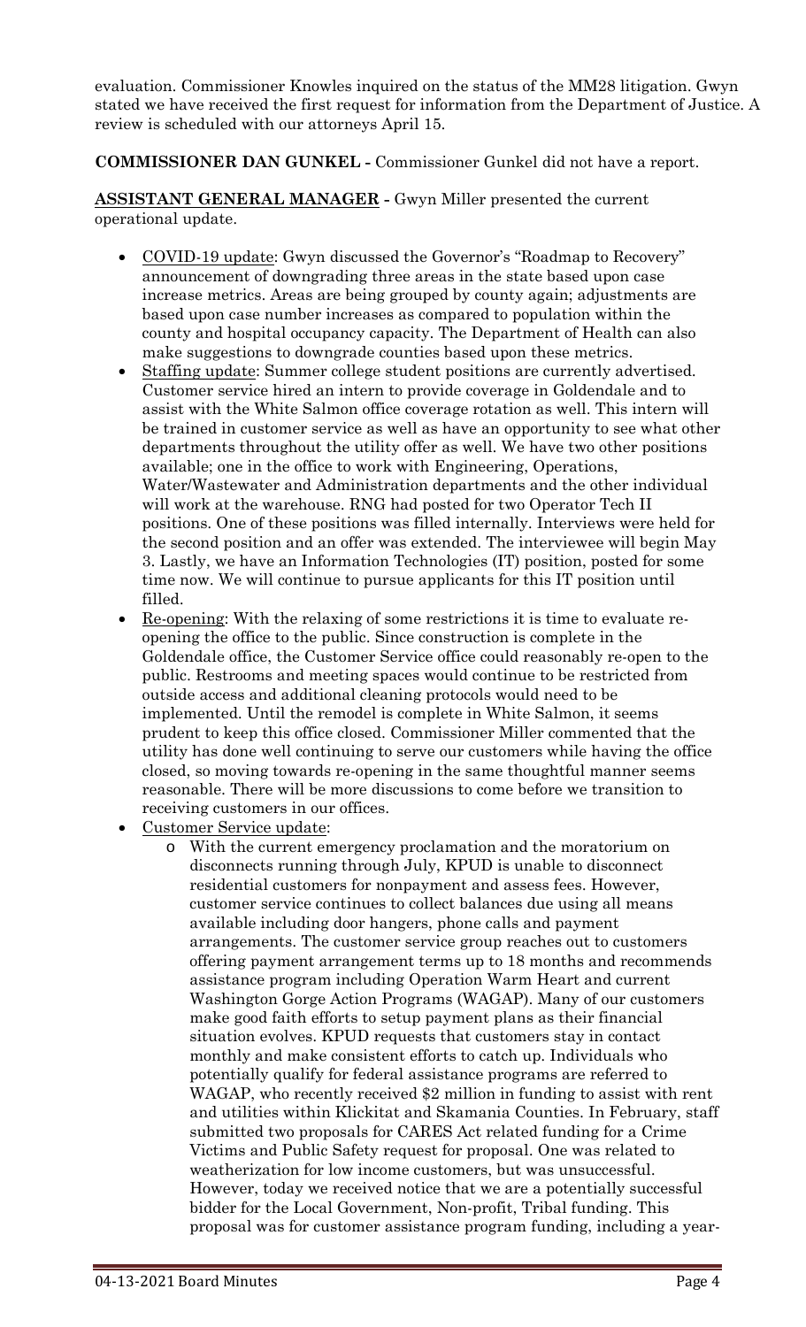evaluation. Commissioner Knowles inquired on the status of the MM28 litigation. Gwyn stated we have received the first request for information from the Department of Justice. A review is scheduled with our attorneys April 15.

**COMMISSIONER DAN GUNKEL -** Commissioner Gunkel did not have a report.

**ASSISTANT GENERAL MANAGER -** Gwyn Miller presented the current operational update.

- COVID-19 update: Gwyn discussed the Governor's "Roadmap to Recovery" announcement of downgrading three areas in the state based upon case increase metrics. Areas are being grouped by county again; adjustments are based upon case number increases as compared to population within the county and hospital occupancy capacity. The Department of Health can also make suggestions to downgrade counties based upon these metrics.
- Staffing update: Summer college student positions are currently advertised. Customer service hired an intern to provide coverage in Goldendale and to assist with the White Salmon office coverage rotation as well. This intern will be trained in customer service as well as have an opportunity to see what other departments throughout the utility offer as well. We have two other positions available; one in the office to work with Engineering, Operations, Water/Wastewater and Administration departments and the other individual will work at the warehouse. RNG had posted for two Operator Tech II positions. One of these positions was filled internally. Interviews were held for the second position and an offer was extended. The interviewee will begin May 3. Lastly, we have an Information Technologies (IT) position, posted for some time now. We will continue to pursue applicants for this IT position until filled.
- Re-opening: With the relaxing of some restrictions it is time to evaluate re-opening the office to the public. Since construction is complete in the Goldendale office, the Customer Service office could reasonably re-open to the public. Restrooms and meeting spaces would continue to be restricted from outside access and additional cleaning protocols would need to be implemented. Until the remodel is complete in White Salmon, it seems prudent to keep this office closed. Commissioner Miller commented that the utility has done well continuing to serve our customers while having the office closed, so moving towards re-opening in the same thoughtful manner seems reasonable. There will be more discussions to come before we transition to receiving customers in our offices.
- Customer Service update:
  - With the current emergency proclamation and the moratorium on disconnects running through July, KPUD is unable to disconnect residential customers for nonpayment and assess fees. However, customer service continues to collect balances due using all means available including door hangers, phone calls and payment arrangements. The customer service group reaches out to customers offering payment arrangement terms up to 18 months and recommends assistance program including Operation Warm Heart and current Washington Gorge Action Programs (WAGAP). Many of our customers make good faith efforts to setup payment plans as their financial situation evolves. KPUD requests that customers stay in contact monthly and make consistent efforts to catch up. Individuals who potentially qualify for federal assistance programs are referred to WAGAP, who recently received $2 million in funding to assist with rent and utilities within Klickitat and Skamania Counties. In February, staff submitted two proposals for CARES Act related funding for a Crime Victims and Public Safety request for proposal. One was related to weatherization for low income customers, but was unsuccessful. However, today we received notice that we are a potentially successful bidder for the Local Government, Non-profit, Tribal funding. This proposal was for customer assistance program funding, including a year-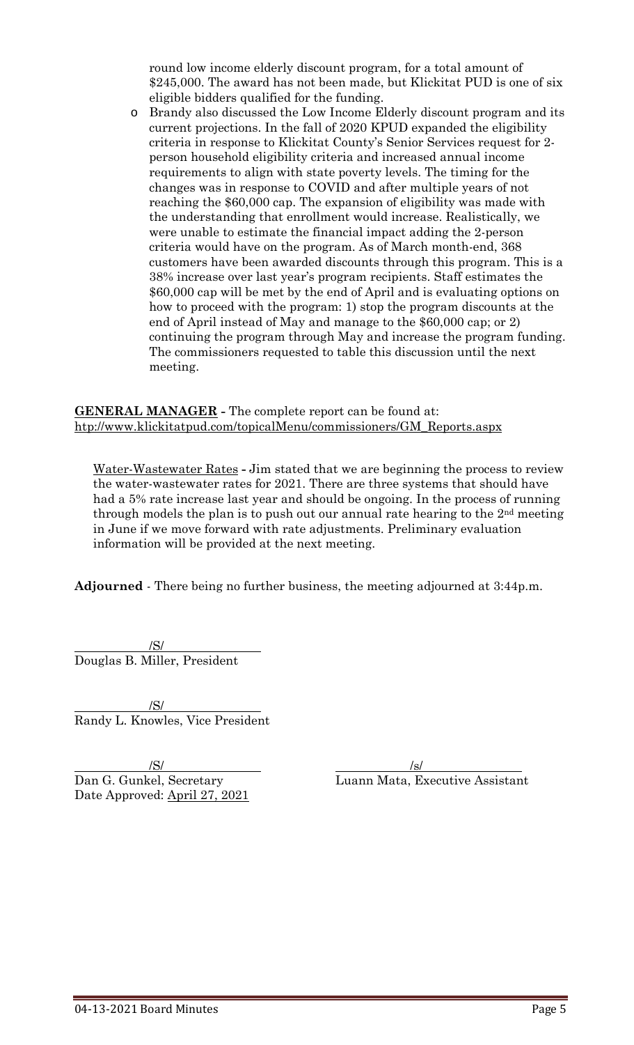round low income elderly discount program, for a total amount of $245,000. The award has not been made, but Klickitat PUD is one of six eligible bidders qualified for the funding.

- Brandy also discussed the Low Income Elderly discount program and its current projections. In the fall of 2020 KPUD expanded the eligibility criteria in response to Klickitat County's Senior Services request for 2-person household eligibility criteria and increased annual income requirements to align with state poverty levels. The timing for the changes was in response to COVID and after multiple years of not reaching the $60,000 cap. The expansion of eligibility was made with the understanding that enrollment would increase. Realistically, we were unable to estimate the financial impact adding the 2-person criteria would have on the program. As of March month-end, 368 customers have been awarded discounts through this program. This is a 38% increase over last year's program recipients. Staff estimates the $60,000 cap will be met by the end of April and is evaluating options on how to proceed with the program: 1) stop the program discounts at the end of April instead of May and manage to the $60,000 cap; or 2) continuing the program through May and increase the program funding. The commissioners requested to table this discussion until the next meeting.

**GENERAL MANAGER -** The complete report can be found at: http://www.klickitatpud.com/topicalMenu/commissioners/GM_Reports.aspx

Water-Wastewater Rates **-** Jim stated that we are beginning the process to review the water-wastewater rates for 2021. There are three systems that should have had a 5% rate increase last year and should be ongoing. In the process of running through models the plan is to push out our annual rate hearing to the 2nd meeting in June if we move forward with rate adjustments. Preliminary evaluation information will be provided at the next meeting.

**Adjourned** - There being no further business, the meeting adjourned at 3:44p.m.

/S/
Douglas B. Miller, President

/S/
Randy L. Knowles, Vice President

/S/
Dan G. Gunkel, Secretary
Date Approved: April 27, 2021

/s/
Luann Mata, Executive Assistant